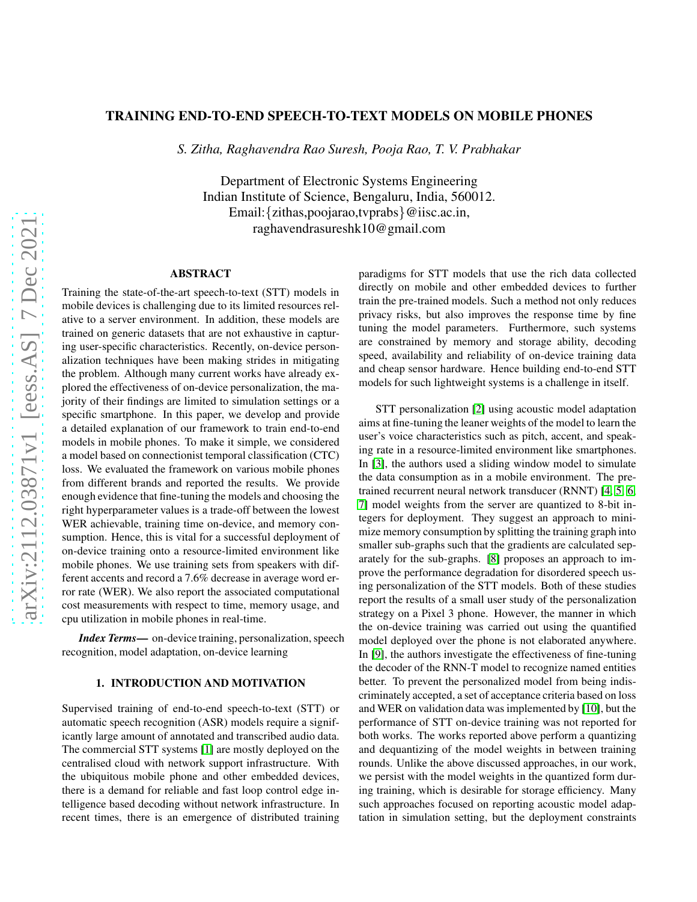# TRAINING END-TO-END SPEECH-TO-TEXT MODELS ON MOBILE PHONES

*S. Zitha, Raghavendra Rao Suresh, Pooja Rao, T. V. Prabhakar*

Department of Electronic Systems Engineering
Indian Institute of Science, Bengaluru, India, 560012.
Email:{zithas,poojarao,tvprabs}@iisc.ac.in,
raghavendrasureshk10@gmail.com

## ABSTRACT

Training the state-of-the-art speech-to-text (STT) models in mobile devices is challenging due to its limited resources relative to a server environment. In addition, these models are trained on generic datasets that are not exhaustive in capturing user-specific characteristics. Recently, on-device personalization techniques have been making strides in mitigating the problem. Although many current works have already explored the effectiveness of on-device personalization, the majority of their findings are limited to simulation settings or a specific smartphone. In this paper, we develop and provide a detailed explanation of our framework to train end-to-end models in mobile phones. To make it simple, we considered a model based on connectionist temporal classification (CTC) loss. We evaluated the framework on various mobile phones from different brands and reported the results. We provide enough evidence that fine-tuning the models and choosing the right hyperparameter values is a trade-off between the lowest WER achievable, training time on-device, and memory consumption. Hence, this is vital for a successful deployment of on-device training onto a resource-limited environment like mobile phones. We use training sets from speakers with different accents and record a 7.6% decrease in average word error rate (WER). We also report the associated computational cost measurements with respect to time, memory usage, and cpu utilization in mobile phones in real-time.

***Index Terms***— on-device training, personalization, speech recognition, model adaptation, on-device learning

## 1. INTRODUCTION AND MOTIVATION

Supervised training of end-to-end speech-to-text (STT) or automatic speech recognition (ASR) models require a significantly large amount of annotated and transcribed audio data. The commercial STT systems [1] are mostly deployed on the centralised cloud with network support infrastructure. With the ubiquitous mobile phone and other embedded devices, there is a demand for reliable and fast loop control edge intelligence based decoding without network infrastructure. In recent times, there is an emergence of distributed training paradigms for STT models that use the rich data collected directly on mobile and other embedded devices to further train the pre-trained models. Such a method not only reduces privacy risks, but also improves the response time by fine tuning the model parameters. Furthermore, such systems are constrained by memory and storage ability, decoding speed, availability and reliability of on-device training data and cheap sensor hardware. Hence building end-to-end STT models for such lightweight systems is a challenge in itself.

STT personalization [2] using acoustic model adaptation aims at fine-tuning the leaner weights of the model to learn the user's voice characteristics such as pitch, accent, and speaking rate in a resource-limited environment like smartphones. In [3], the authors used a sliding window model to simulate the data consumption as in a mobile environment. The pre-trained recurrent neural network transducer (RNNT) [4, 5, 6, 7] model weights from the server are quantized to 8-bit integers for deployment. They suggest an approach to minimize memory consumption by splitting the training graph into smaller sub-graphs such that the gradients are calculated separately for the sub-graphs. [8] proposes an approach to improve the performance degradation for disordered speech using personalization of the STT models. Both of these studies report the results of a small user study of the personalization strategy on a Pixel 3 phone. However, the manner in which the on-device training was carried out using the quantified model deployed over the phone is not elaborated anywhere. In [9], the authors investigate the effectiveness of fine-tuning the decoder of the RNN-T model to recognize named entities better. To prevent the personalized model from being indiscriminately accepted, a set of acceptance criteria based on loss and WER on validation data was implemented by [10], but the performance of STT on-device training was not reported for both works. The works reported above perform a quantizing and dequantizing of the model weights in between training rounds. Unlike the above discussed approaches, in our work, we persist with the model weights in the quantized form during training, which is desirable for storage efficiency. Many such approaches focused on reporting acoustic model adaptation in simulation setting, but the deployment constraints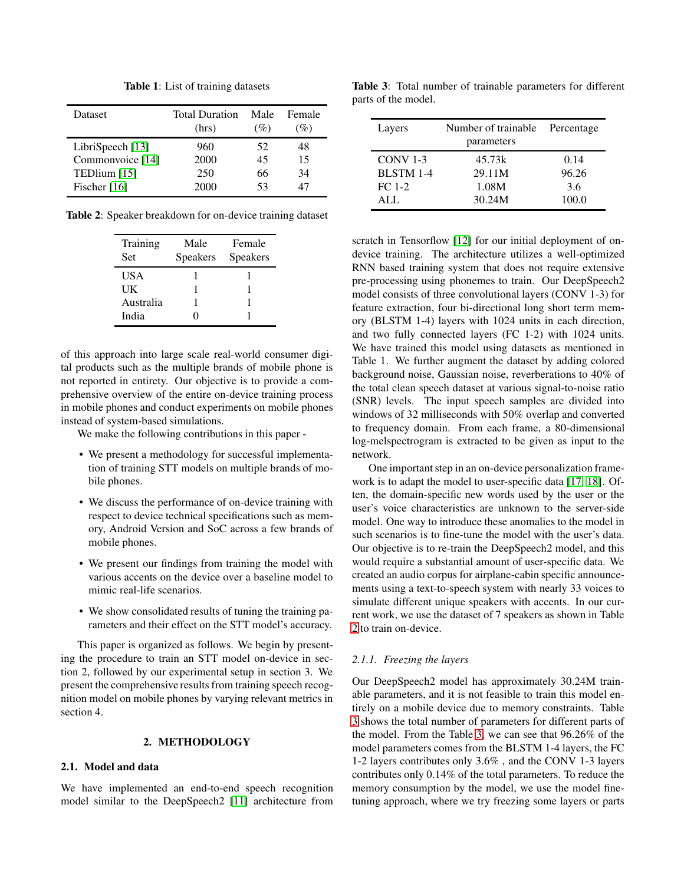**Table 1**: List of training datasets

| Dataset | Total Duration (hrs) | Male (%) | Female (%) |
|---|---|---|---|
| LibriSpeech [13] | 960 | 52 | 48 |
| Commonvoice [14] | 2000 | 45 | 15 |
| TEDlium [15] | 250 | 66 | 34 |
| Fischer [16] | 2000 | 53 | 47 |

**Table 2**: Speaker breakdown for on-device training dataset

| Training Set | Male Speakers | Female Speakers |
|---|---|---|
| USA | 1 | 1 |
| UK | 1 | 1 |
| Australia | 1 | 1 |
| India | 0 | 1 |

of this approach into large scale real-world consumer digital products such as the multiple brands of mobile phone is not reported in entirety. Our objective is to provide a comprehensive overview of the entire on-device training process in mobile phones and conduct experiments on mobile phones instead of system-based simulations.

We make the following contributions in this paper -

- We present a methodology for successful implementation of training STT models on multiple brands of mobile phones.
- We discuss the performance of on-device training with respect to device technical specifications such as memory, Android Version and SoC across a few brands of mobile phones.
- We present our findings from training the model with various accents on the device over a baseline model to mimic real-life scenarios.
- We show consolidated results of tuning the training parameters and their effect on the STT model's accuracy.

This paper is organized as follows. We begin by presenting the procedure to train an STT model on-device in section 2, followed by our experimental setup in section 3. We present the comprehensive results from training speech recognition model on mobile phones by varying relevant metrics in section 4.

## 2. METHODOLOGY

### 2.1. Model and data

We have implemented an end-to-end speech recognition model similar to the DeepSpeech2 [11] architecture from scratch in Tensorflow [12] for our initial deployment of on-device training. The architecture utilizes a well-optimized RNN based training system that does not require extensive pre-processing using phonemes to train. Our DeepSpeech2 model consists of three convolutional layers (CONV 1-3) for feature extraction, four bi-directional long short term memory (BLSTM 1-4) layers with 1024 units in each direction, and two fully connected layers (FC 1-2) with 1024 units. We have trained this model using datasets as mentioned in Table 1. We further augment the dataset by adding colored background noise, Gaussian noise, reverberations to 40% of the total clean speech dataset at various signal-to-noise ratio (SNR) levels. The input speech samples are divided into windows of 32 milliseconds with 50% overlap and converted to frequency domain. From each frame, a 80-dimensional log-melspectrogram is extracted to be given as input to the network.

**Table 3**: Total number of trainable parameters for different parts of the model.

| Layers | Number of trainable parameters | Percentage |
|---|---|---|
| CONV 1-3 | 45.73k | 0.14 |
| BLSTM 1-4 | 29.11M | 96.26 |
| FC 1-2 | 1.08M | 3.6 |
| ALL | 30.24M | 100.0 |

One important step in an on-device personalization framework is to adapt the model to user-specific data [17, 18]. Often, the domain-specific new words used by the user or the user's voice characteristics are unknown to the server-side model. One way to introduce these anomalies to the model in such scenarios is to fine-tune the model with the user's data. Our objective is to re-train the DeepSpeech2 model, and this would require a substantial amount of user-specific data. We created an audio corpus for airplane-cabin specific announcements using a text-to-speech system with nearly 33 voices to simulate different unique speakers with accents. In our current work, we use the dataset of 7 speakers as shown in Table 2 to train on-device.

#### 2.1.1. Freezing the layers

Our DeepSpeech2 model has approximately 30.24M trainable parameters, and it is not feasible to train this model entirely on a mobile device due to memory constraints. Table 3 shows the total number of parameters for different parts of the model. From the Table 3, we can see that 96.26% of the model parameters comes from the BLSTM 1-4 layers, the FC 1-2 layers contributes only 3.6% , and the CONV 1-3 layers contributes only 0.14% of the total parameters. To reduce the memory consumption by the model, we use the model fine-tuning approach, where we try freezing some layers or parts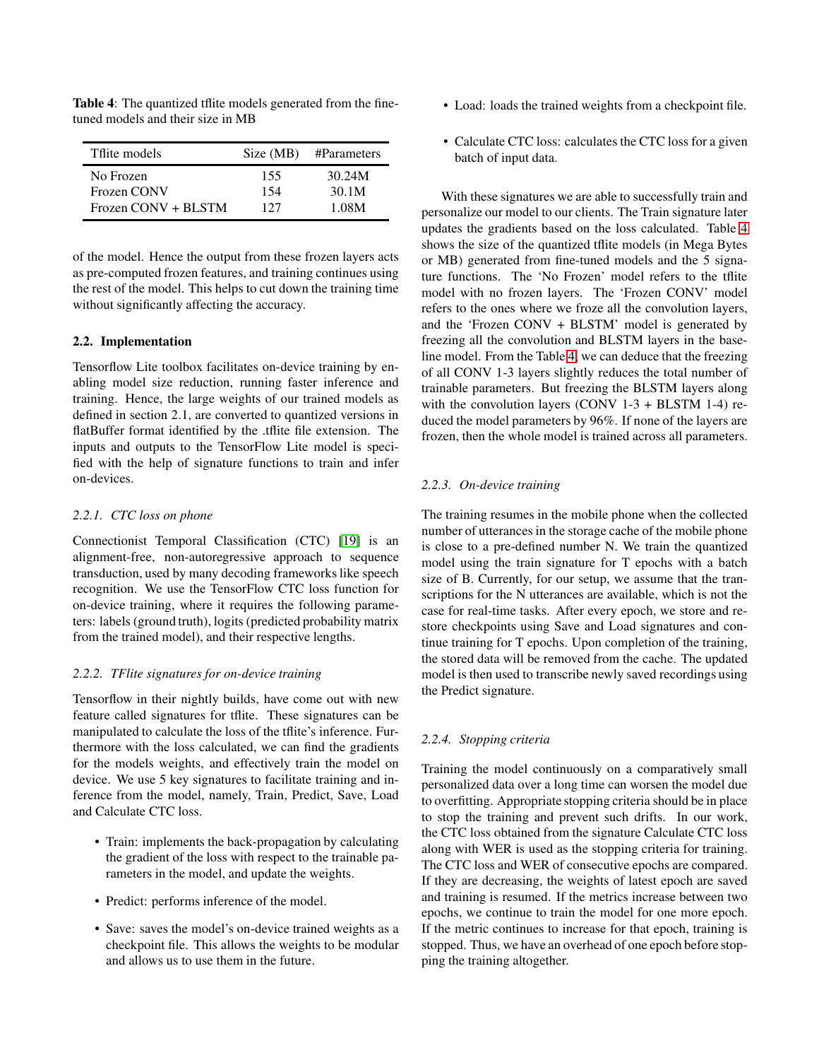**Table 4**: The quantized tflite models generated from the fine-tuned models and their size in MB

| Tflite models | Size (MB) | #Parameters |
|---|---|---|
| No Frozen | 155 | 30.24M |
| Frozen CONV | 154 | 30.1M |
| Frozen CONV + BLSTM | 127 | 1.08M |

of the model. Hence the output from these frozen layers acts as pre-computed frozen features, and training continues using the rest of the model. This helps to cut down the training time without significantly affecting the accuracy.

### 2.2. Implementation

Tensorflow Lite toolbox facilitates on-device training by enabling model size reduction, running faster inference and training. Hence, the large weights of our trained models as defined in section 2.1, are converted to quantized versions in flatBuffer format identified by the .tflite file extension. The inputs and outputs to the TensorFlow Lite model is specified with the help of signature functions to train and infer on-devices.

#### *2.2.1. CTC loss on phone*

Connectionist Temporal Classification (CTC) [19] is an alignment-free, non-autoregressive approach to sequence transduction, used by many decoding frameworks like speech recognition. We use the TensorFlow CTC loss function for on-device training, where it requires the following parameters: labels (ground truth), logits (predicted probability matrix from the trained model), and their respective lengths.

#### *2.2.2. TFlite signatures for on-device training*

Tensorflow in their nightly builds, have come out with new feature called signatures for tflite. These signatures can be manipulated to calculate the loss of the tflite's inference. Furthermore with the loss calculated, we can find the gradients for the models weights, and effectively train the model on device. We use 5 key signatures to facilitate training and inference from the model, namely, Train, Predict, Save, Load and Calculate CTC loss.

- Train: implements the back-propagation by calculating the gradient of the loss with respect to the trainable parameters in the model, and update the weights.
- Predict: performs inference of the model.
- Save: saves the model's on-device trained weights as a checkpoint file. This allows the weights to be modular and allows us to use them in the future.
- Load: loads the trained weights from a checkpoint file.
- Calculate CTC loss: calculates the CTC loss for a given batch of input data.

With these signatures we are able to successfully train and personalize our model to our clients. The Train signature later updates the gradients based on the loss calculated. Table 4 shows the size of the quantized tflite models (in Mega Bytes or MB) generated from fine-tuned models and the 5 signature functions. The 'No Frozen' model refers to the tflite model with no frozen layers. The 'Frozen CONV' model refers to the ones where we froze all the convolution layers, and the 'Frozen CONV + BLSTM' model is generated by freezing all the convolution and BLSTM layers in the baseline model. From the Table 4, we can deduce that the freezing of all CONV 1-3 layers slightly reduces the total number of trainable parameters. But freezing the BLSTM layers along with the convolution layers (CONV 1-3 + BLSTM 1-4) reduced the model parameters by 96%. If none of the layers are frozen, then the whole model is trained across all parameters.

#### *2.2.3. On-device training*

The training resumes in the mobile phone when the collected number of utterances in the storage cache of the mobile phone is close to a pre-defined number N. We train the quantized model using the train signature for T epochs with a batch size of B. Currently, for our setup, we assume that the transcriptions for the N utterances are available, which is not the case for real-time tasks. After every epoch, we store and restore checkpoints using Save and Load signatures and continue training for T epochs. Upon completion of the training, the stored data will be removed from the cache. The updated model is then used to transcribe newly saved recordings using the Predict signature.

#### *2.2.4. Stopping criteria*

Training the model continuously on a comparatively small personalized data over a long time can worsen the model due to overfitting. Appropriate stopping criteria should be in place to stop the training and prevent such drifts. In our work, the CTC loss obtained from the signature Calculate CTC loss along with WER is used as the stopping criteria for training. The CTC loss and WER of consecutive epochs are compared. If they are decreasing, the weights of latest epoch are saved and training is resumed. If the metrics increase between two epochs, we continue to train the model for one more epoch. If the metric continues to increase for that epoch, training is stopped. Thus, we have an overhead of one epoch before stopping the training altogether.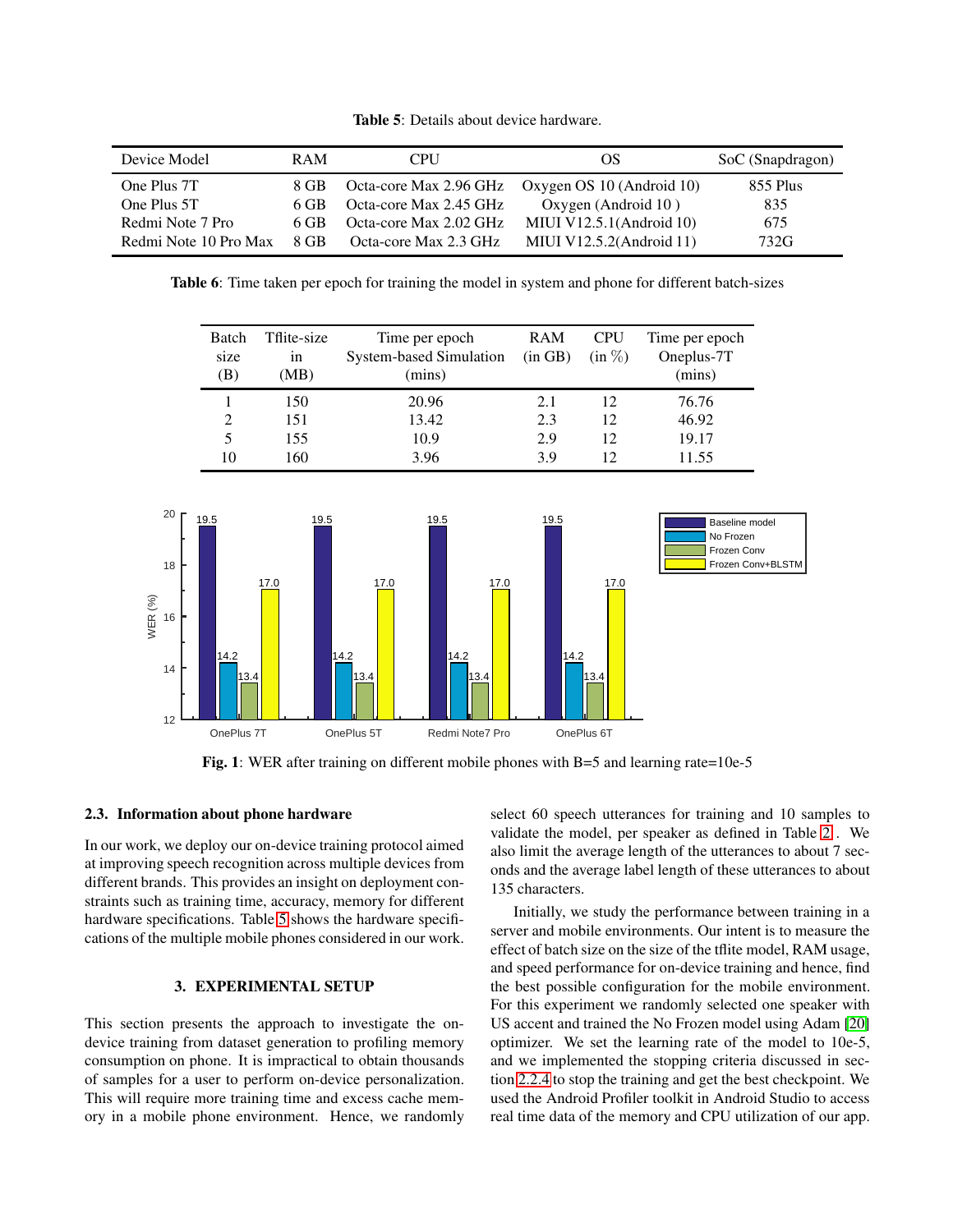**Table 5**: Details about device hardware.

| Device Model | RAM | CPU | OS | SoC (Snapdragon) |
|---|---|---|---|---|
| One Plus 7T | 8 GB | Octa-core Max 2.96 GHz | Oxygen OS 10 (Android 10) | 855 Plus |
| One Plus 5T | 6 GB | Octa-core Max 2.45 GHz | Oxygen (Android 10 ) | 835 |
| Redmi Note 7 Pro | 6 GB | Octa-core Max 2.02 GHz | MIUI V12.5.1(Android 10) | 675 |
| Redmi Note 10 Pro Max | 8 GB | Octa-core Max 2.3 GHz | MIUI V12.5.2(Android 11) | 732G |

**Table 6**: Time taken per epoch for training the model in system and phone for different batch-sizes

| Batch size (B) | Tflite-size in (MB) | Time per epoch System-based Simulation (mins) | RAM (in GB) | CPU (in %) | Time per epoch Oneplus-7T (mins) |
|---|---|---|---|---|---|
| 1 | 150 | 20.96 | 2.1 | 12 | 76.76 |
| 2 | 151 | 13.42 | 2.3 | 12 | 46.92 |
| 5 | 155 | 10.9 | 2.9 | 12 | 19.17 |
| 10 | 160 | 3.96 | 3.9 | 12 | 11.55 |

| WER (%) | Baseline model | No Frozen | Frozen Conv | Frozen Conv+BLSTM |
|---|---|---|---|---|
| OnePlus 7T | 19.5 | 14.2 | 13.4 | 17.0 |
| OnePlus 5T | 19.5 | 14.2 | 13.4 | 17.0 |
| Redmi Note7 Pro | 19.5 | 14.2 | 13.4 | 17.0 |
| OnePlus 6T | 19.5 | 14.2 | 13.4 | 17.0 |

**Fig. 1**: WER after training on different mobile phones with B=5 and learning rate=10e-5

### 2.3. Information about phone hardware

In our work, we deploy our on-device training protocol aimed at improving speech recognition across multiple devices from different brands. This provides an insight on deployment constraints such as training time, accuracy, memory for different hardware specifications. Table 5 shows the hardware specifications of the multiple mobile phones considered in our work.

## 3. EXPERIMENTAL SETUP

This section presents the approach to investigate the on-device training from dataset generation to profiling memory consumption on phone. It is impractical to obtain thousands of samples for a user to perform on-device personalization. This will require more training time and excess cache memory in a mobile phone environment. Hence, we randomly select 60 speech utterances for training and 10 samples to validate the model, per speaker as defined in Table 2 . We also limit the average length of the utterances to about 7 seconds and the average label length of these utterances to about 135 characters.

Initially, we study the performance between training in a server and mobile environments. Our intent is to measure the effect of batch size on the size of the tflite model, RAM usage, and speed performance for on-device training and hence, find the best possible configuration for the mobile environment. For this experiment we randomly selected one speaker with US accent and trained the No Frozen model using Adam [20] optimizer. We set the learning rate of the model to 10e-5, and we implemented the stopping criteria discussed in section 2.2.4 to stop the training and get the best checkpoint. We used the Android Profiler toolkit in Android Studio to access real time data of the memory and CPU utilization of our app.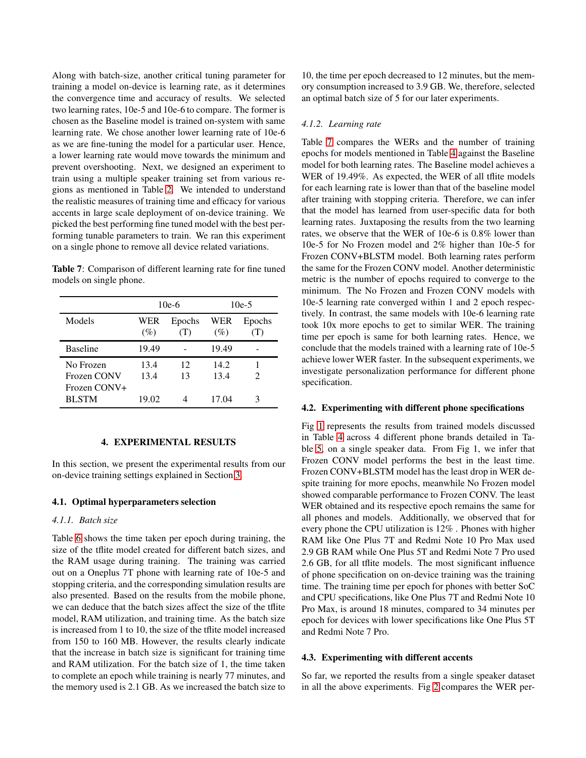Along with batch-size, another critical tuning parameter for training a model on-device is learning rate, as it determines the convergence time and accuracy of results. We selected two learning rates, 10e-5 and 10e-6 to compare. The former is chosen as the Baseline model is trained on-system with same learning rate. We chose another lower learning rate of 10e-6 as we are fine-tuning the model for a particular user. Hence, a lower learning rate would move towards the minimum and prevent overshooting. Next, we designed an experiment to train using a multiple speaker training set from various regions as mentioned in Table 2. We intended to understand the realistic measures of training time and efficacy for various accents in large scale deployment of on-device training. We picked the best performing fine tuned model with the best performing tunable parameters to train. We ran this experiment on a single phone to remove all device related variations.

**Table 7**: Comparison of different learning rate for fine tuned models on single phone.

| | 10e-6 | | 10e-5 | |
|---|---|---|---|---|
| Models | WER (%) | Epochs (T) | WER (%) | Epochs (T) |
| Baseline | 19.49 | - | 19.49 | - |
| No Frozen | 13.4 | 12 | 14.2 | 1 |
| Frozen CONV | 13.4 | 13 | 13.4 | 2 |
| Frozen CONV+ BLSTM | 19.02 | 4 | 17.04 | 3 |

## 4. EXPERIMENTAL RESULTS

In this section, we present the experimental results from our on-device training settings explained in Section 3.

### 4.1. Optimal hyperparameters selection

#### *4.1.1. Batch size*

Table 6 shows the time taken per epoch during training, the size of the tflite model created for different batch sizes, and the RAM usage during training. The training was carried out on a Oneplus 7T phone with learning rate of 10e-5 and stopping criteria, and the corresponding simulation results are also presented. Based on the results from the mobile phone, we can deduce that the batch sizes affect the size of the tflite model, RAM utilization, and training time. As the batch size is increased from 1 to 10, the size of the tflite model increased from 150 to 160 MB. However, the results clearly indicate that the increase in batch size is significant for training time and RAM utilization. For the batch size of 1, the time taken to complete an epoch while training is nearly 77 minutes, and the memory used is 2.1 GB. As we increased the batch size to 10, the time per epoch decreased to 12 minutes, but the memory consumption increased to 3.9 GB. We, therefore, selected an optimal batch size of 5 for our later experiments.

#### *4.1.2. Learning rate*

Table 7 compares the WERs and the number of training epochs for models mentioned in Table 4 against the Baseline model for both learning rates. The Baseline model achieves a WER of 19.49%. As expected, the WER of all tflite models for each learning rate is lower than that of the baseline model after training with stopping criteria. Therefore, we can infer that the model has learned from user-specific data for both learning rates. Juxtaposing the results from the two learning rates, we observe that the WER of 10e-6 is 0.8% lower than 10e-5 for No Frozen model and 2% higher than 10e-5 for Frozen CONV+BLSTM model. Both learning rates perform the same for the Frozen CONV model. Another deterministic metric is the number of epochs required to converge to the minimum. The No Frozen and Frozen CONV models with 10e-5 learning rate converged within 1 and 2 epoch respectively. In contrast, the same models with 10e-6 learning rate took 10x more epochs to get to similar WER. The training time per epoch is same for both learning rates. Hence, we conclude that the models trained with a learning rate of 10e-5 achieve lower WER faster. In the subsequent experiments, we investigate personalization performance for different phone specification.

### 4.2. Experimenting with different phone specifications

Fig 1 represents the results from trained models discussed in Table 4 across 4 different phone brands detailed in Table 5, on a single speaker data. From Fig 1, we infer that Frozen CONV model performs the best in the least time. Frozen CONV+BLSTM model has the least drop in WER despite training for more epochs, meanwhile No Frozen model showed comparable performance to Frozen CONV. The least WER obtained and its respective epoch remains the same for all phones and models. Additionally, we observed that for every phone the CPU utilization is 12% . Phones with higher RAM like One Plus 7T and Redmi Note 10 Pro Max used 2.9 GB RAM while One Plus 5T and Redmi Note 7 Pro used 2.6 GB, for all tflite models. The most significant influence of phone specification on on-device training was the training time. The training time per epoch for phones with better SoC and CPU specifications, like One Plus 7T and Redmi Note 10 Pro Max, is around 18 minutes, compared to 34 minutes per epoch for devices with lower specifications like One Plus 5T and Redmi Note 7 Pro.

### 4.3. Experimenting with different accents

So far, we reported the results from a single speaker dataset in all the above experiments. Fig 2 compares the WER per-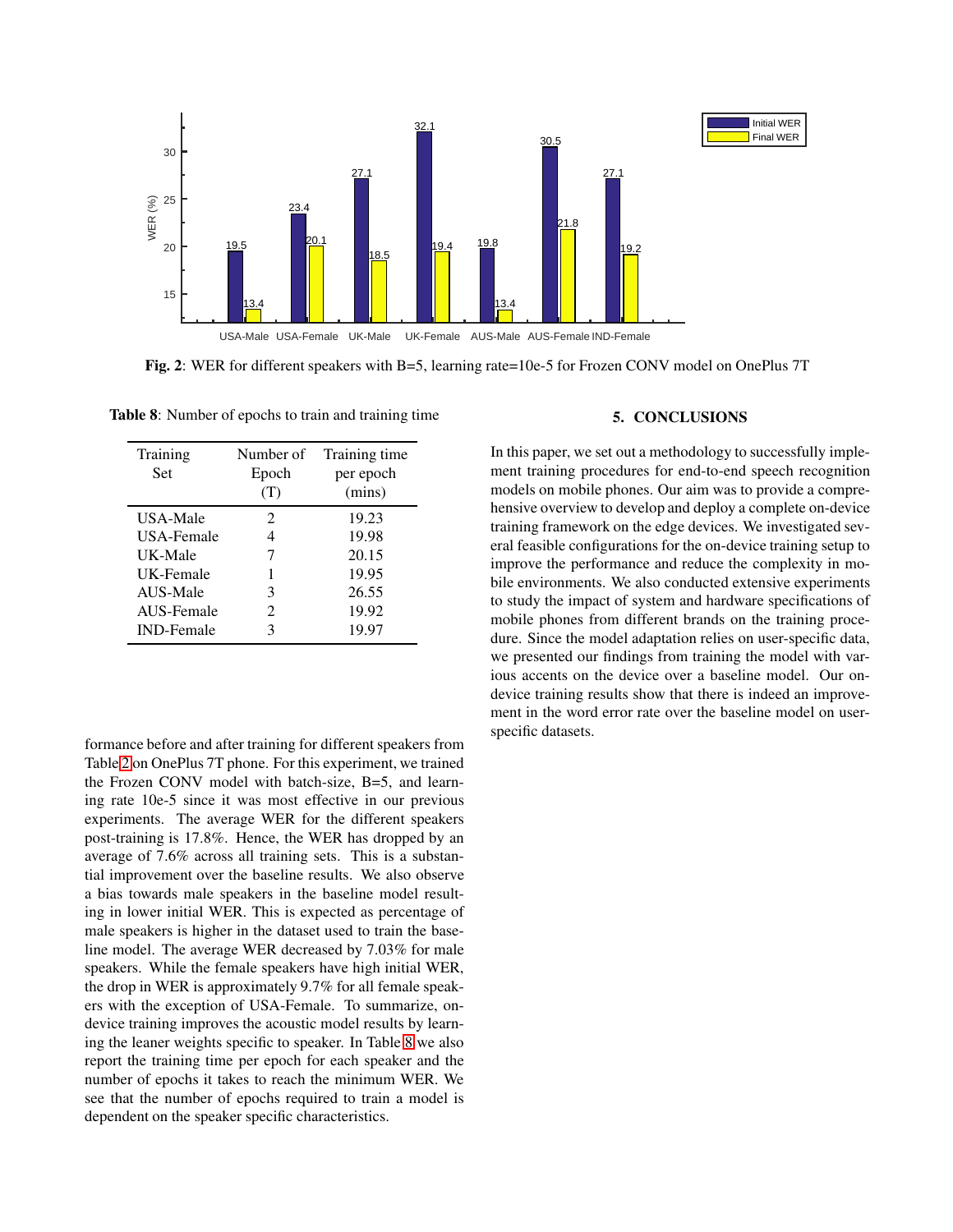**Fig. 2**: WER for different speakers with B=5, learning rate=10e-5 for Frozen CONV model on OnePlus 7T

**Table 8**: Number of epochs to train and training time

| Training Set | Number of Epoch (T) | Training time per epoch (mins) |
|---|---|---|
| USA-Male | 2 | 19.23 |
| USA-Female | 4 | 19.98 |
| UK-Male | 7 | 20.15 |
| UK-Female | 1 | 19.95 |
| AUS-Male | 3 | 26.55 |
| AUS-Female | 2 | 19.92 |
| IND-Female | 3 | 19.97 |

formance before and after training for different speakers from Table 2 on OnePlus 7T phone. For this experiment, we trained the Frozen CONV model with batch-size, B=5, and learning rate 10e-5 since it was most effective in our previous experiments. The average WER for the different speakers post-training is 17.8%. Hence, the WER has dropped by an average of 7.6% across all training sets. This is a substantial improvement over the baseline results. We also observe a bias towards male speakers in the baseline model resulting in lower initial WER. This is expected as percentage of male speakers is higher in the dataset used to train the baseline model. The average WER decreased by 7.03% for male speakers. While the female speakers have high initial WER, the drop in WER is approximately 9.7% for all female speakers with the exception of USA-Female. To summarize, on-device training improves the acoustic model results by learning the leaner weights specific to speaker. In Table 8 we also report the training time per epoch for each speaker and the number of epochs it takes to reach the minimum WER. We see that the number of epochs required to train a model is dependent on the speaker specific characteristics.

## 5. CONCLUSIONS

In this paper, we set out a methodology to successfully implement training procedures for end-to-end speech recognition models on mobile phones. Our aim was to provide a comprehensive overview to develop and deploy a complete on-device training framework on the edge devices. We investigated several feasible configurations for the on-device training setup to improve the performance and reduce the complexity in mobile environments. We also conducted extensive experiments to study the impact of system and hardware specifications of mobile phones from different brands on the training procedure. Since the model adaptation relies on user-specific data, we presented our findings from training the model with various accents on the device over a baseline model. Our on-device training results show that there is indeed an improvement in the word error rate over the baseline model on user-specific datasets.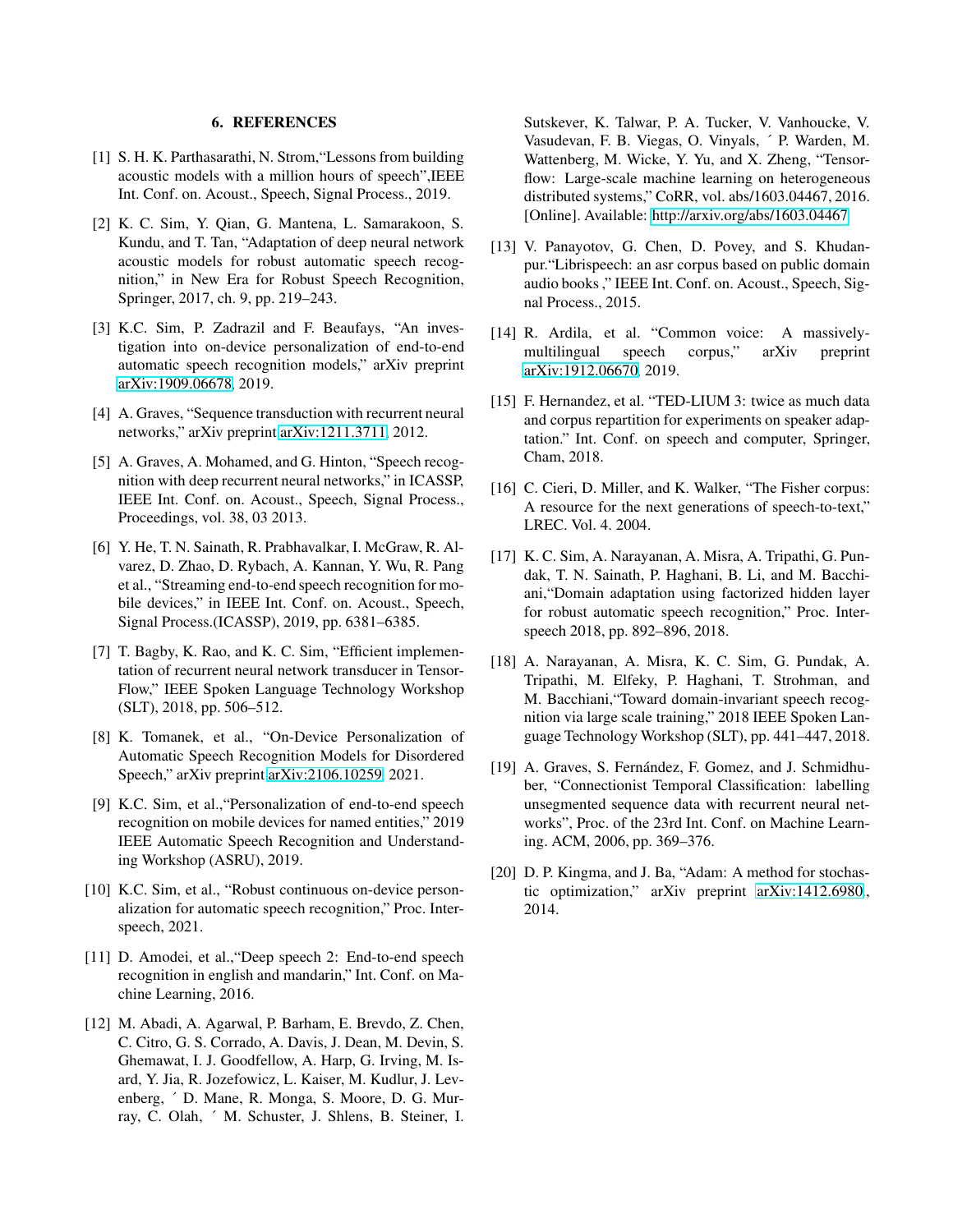## 6. REFERENCES

[1] S. H. K. Parthasarathi, N. Strom,"Lessons from building acoustic models with a million hours of speech",IEEE Int. Conf. on. Acoust., Speech, Signal Process., 2019.

[2] K. C. Sim, Y. Qian, G. Mantena, L. Samarakoon, S. Kundu, and T. Tan, "Adaptation of deep neural network acoustic models for robust automatic speech recognition," in New Era for Robust Speech Recognition, Springer, 2017, ch. 9, pp. 219–243.

[3] K.C. Sim, P. Zadrazil and F. Beaufays, "An investigation into on-device personalization of end-to-end automatic speech recognition models," arXiv preprint arXiv:1909.06678, 2019.

[4] A. Graves, "Sequence transduction with recurrent neural networks," arXiv preprint arXiv:1211.3711, 2012.

[5] A. Graves, A. Mohamed, and G. Hinton, "Speech recognition with deep recurrent neural networks," in ICASSP, IEEE Int. Conf. on. Acoust., Speech, Signal Process., Proceedings, vol. 38, 03 2013.

[6] Y. He, T. N. Sainath, R. Prabhavalkar, I. McGraw, R. Alvarez, D. Zhao, D. Rybach, A. Kannan, Y. Wu, R. Pang et al., "Streaming end-to-end speech recognition for mobile devices," in IEEE Int. Conf. on. Acoust., Speech, Signal Process.(ICASSP), 2019, pp. 6381–6385.

[7] T. Bagby, K. Rao, and K. C. Sim, "Efficient implementation of recurrent neural network transducer in TensorFlow," IEEE Spoken Language Technology Workshop (SLT), 2018, pp. 506–512.

[8] K. Tomanek, et al., "On-Device Personalization of Automatic Speech Recognition Models for Disordered Speech," arXiv preprint arXiv:2106.10259, 2021.

[9] K.C. Sim, et al.,"Personalization of end-to-end speech recognition on mobile devices for named entities," 2019 IEEE Automatic Speech Recognition and Understanding Workshop (ASRU), 2019.

[10] K.C. Sim, et al., "Robust continuous on-device personalization for automatic speech recognition," Proc. Interspeech, 2021.

[11] D. Amodei, et al.,"Deep speech 2: End-to-end speech recognition in english and mandarin," Int. Conf. on Machine Learning, 2016.

[12] M. Abadi, A. Agarwal, P. Barham, E. Brevdo, Z. Chen, C. Citro, G. S. Corrado, A. Davis, J. Dean, M. Devin, S. Ghemawat, I. J. Goodfellow, A. Harp, G. Irving, M. Isard, Y. Jia, R. Jozefowicz, L. Kaiser, M. Kudlur, J. Levenberg, ´ D. Mane, R. Monga, S. Moore, D. G. Murray, C. Olah, ´ M. Schuster, J. Shlens, B. Steiner, I. Sutskever, K. Talwar, P. A. Tucker, V. Vanhoucke, V. Vasudevan, F. B. Viegas, O. Vinyals, ´ P. Warden, M. Wattenberg, M. Wicke, Y. Yu, and X. Zheng, "Tensorflow: Large-scale machine learning on heterogeneous distributed systems," CoRR, vol. abs/1603.04467, 2016. [Online]. Available: http://arxiv.org/abs/1603.04467

[13] V. Panayotov, G. Chen, D. Povey, and S. Khudanpur."Librispeech: an asr corpus based on public domain audio books ," IEEE Int. Conf. on. Acoust., Speech, Signal Process., 2015.

[14] R. Ardila, et al. "Common voice: A massively-multilingual speech corpus," arXiv preprint arXiv:1912.06670, 2019.

[15] F. Hernandez, et al. "TED-LIUM 3: twice as much data and corpus repartition for experiments on speaker adaptation." Int. Conf. on speech and computer, Springer, Cham, 2018.

[16] C. Cieri, D. Miller, and K. Walker, "The Fisher corpus: A resource for the next generations of speech-to-text," LREC. Vol. 4. 2004.

[17] K. C. Sim, A. Narayanan, A. Misra, A. Tripathi, G. Pundak, T. N. Sainath, P. Haghani, B. Li, and M. Bacchiani,"Domain adaptation using factorized hidden layer for robust automatic speech recognition," Proc. Interspeech 2018, pp. 892–896, 2018.

[18] A. Narayanan, A. Misra, K. C. Sim, G. Pundak, A. Tripathi, M. Elfeky, P. Haghani, T. Strohman, and M. Bacchiani,"Toward domain-invariant speech recognition via large scale training," 2018 IEEE Spoken Language Technology Workshop (SLT), pp. 441–447, 2018.

[19] A. Graves, S. Fernández, F. Gomez, and J. Schmidhuber, "Connectionist Temporal Classification: labelling unsegmented sequence data with recurrent neural networks", Proc. of the 23rd Int. Conf. on Machine Learning. ACM, 2006, pp. 369–376.

[20] D. P. Kingma, and J. Ba, "Adam: A method for stochastic optimization," arXiv preprint arXiv:1412.6980, 2014.